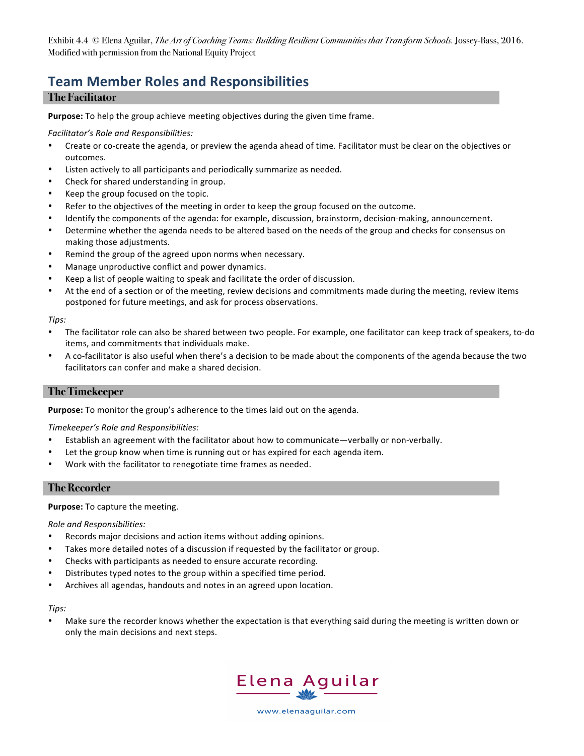Exhibit 4.4 © Elena Aguilar, *The Art of Coaching Teams: Building Resilient Communities that Transform Schools.* Jossey-Bass, 2016. Modified with permission from the National Equity Project

# Team Member Roles and Responsibilities

## The Facilitator

**Purpose:** To help the group achieve meeting objectives during the given time frame.

*Facilitator's Role and Responsibilities:*

- Create or co-create the agenda, or preview the agenda ahead of time. Facilitator must be clear on the objectives or outcomes.
- Listen actively to all participants and periodically summarize as needed.
- Check for shared understanding in group.
- Keep the group focused on the topic.
- Refer to the objectives of the meeting in order to keep the group focused on the outcome.
- Identify the components of the agenda: for example, discussion, brainstorm, decision-making, announcement.
- Determine whether the agenda needs to be altered based on the needs of the group and checks for consensus on making those adjustments.
- Remind the group of the agreed upon norms when necessary.
- Manage unproductive conflict and power dynamics.
- Keep a list of people waiting to speak and facilitate the order of discussion.
- At the end of a section or of the meeting, review decisions and commitments made during the meeting, review items postponed for future meetings, and ask for process observations.

*Tips:*

- The facilitator role can also be shared between two people. For example, one facilitator can keep track of speakers, to-do items, and commitments that individuals make.
- A co-facilitator is also useful when there's a decision to be made about the components of the agenda because the two facilitators can confer and make a shared decision.

## The Timekeeper

**Purpose:** To monitor the group's adherence to the times laid out on the agenda.

*Timekeeper's Role and Responsibilities:*

- Establish an agreement with the facilitator about how to communicate—verbally or non-verbally.
- Let the group know when time is running out or has expired for each agenda item.
- Work with the facilitator to renegotiate time frames as needed.

## The Recorder

**Purpose:** To capture the meeting.

*Role and Responsibilities:*

- Records major decisions and action items without adding opinions.
- Takes more detailed notes of a discussion if requested by the facilitator or group.
- Checks with participants as needed to ensure accurate recording.
- Distributes typed notes to the group within a specified time period.
- Archives all agendas, handouts and notes in an agreed upon location.

*Tips:*

- Make sure the recorder knows whether the expectation is that everything said during the meeting is written down or only the main decisions and next steps.

Elena Aguilar

www.elenaaguilar.com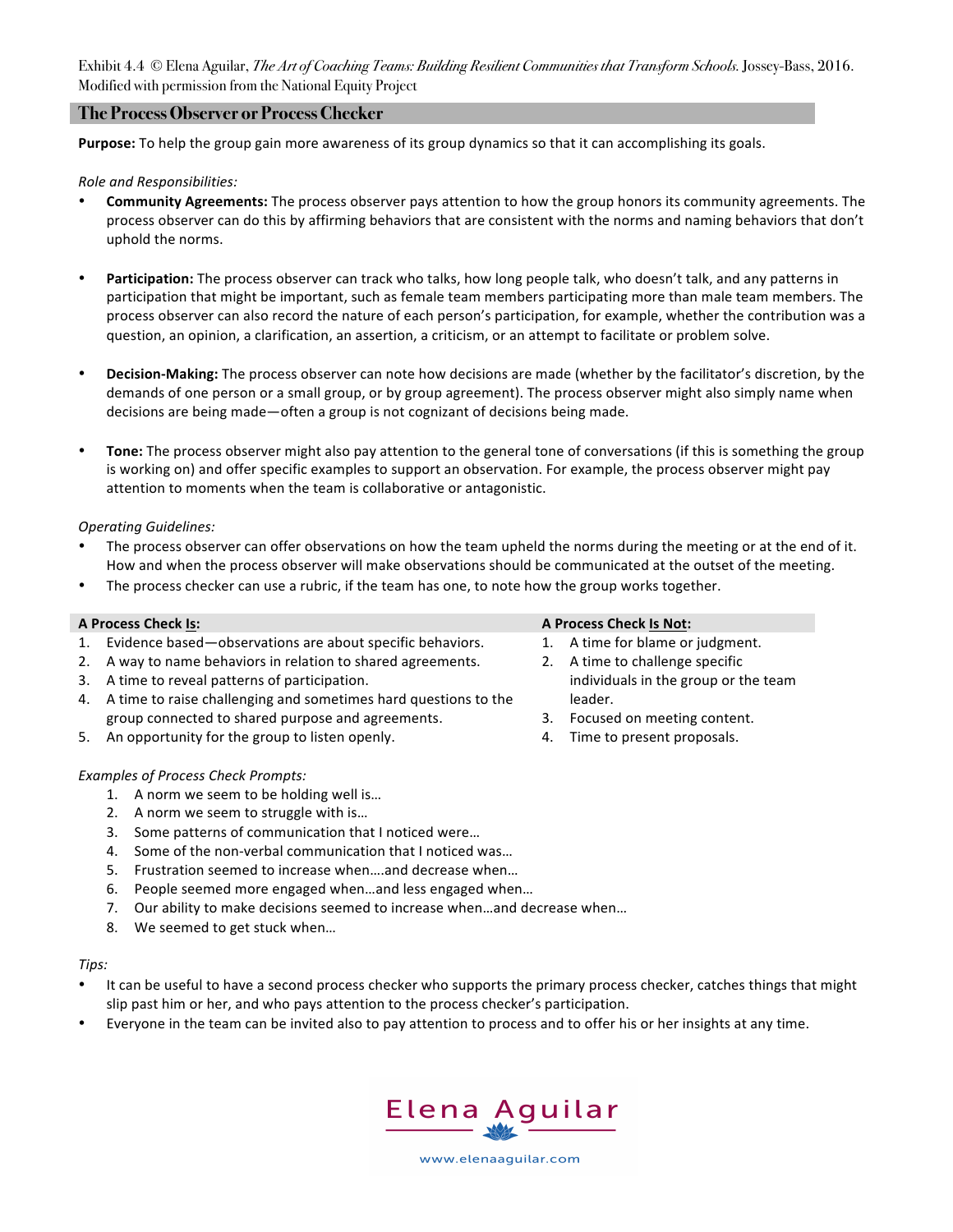Exhibit 4.4 © Elena Aguilar, *The Art of Coaching Teams: Building Resilient Communities that Transform Schools.* Jossey-Bass, 2016. Modified with permission from the National Equity Project

## The Process Observer or Process Checker

**Purpose:** To help the group gain more awareness of its group dynamics so that it can accomplishing its goals.

*Role and Responsibilities:*

- **Community Agreements:** The process observer pays attention to how the group honors its community agreements. The process observer can do this by affirming behaviors that are consistent with the norms and naming behaviors that don't uphold the norms.

- **Participation:** The process observer can track who talks, how long people talk, who doesn't talk, and any patterns in participation that might be important, such as female team members participating more than male team members. The process observer can also record the nature of each person's participation, for example, whether the contribution was a question, an opinion, a clarification, an assertion, a criticism, or an attempt to facilitate or problem solve.

- **Decision-Making:** The process observer can note how decisions are made (whether by the facilitator's discretion, by the demands of one person or a small group, or by group agreement). The process observer might also simply name when decisions are being made—often a group is not cognizant of decisions being made.

- **Tone:** The process observer might also pay attention to the general tone of conversations (if this is something the group is working on) and offer specific examples to support an observation. For example, the process observer might pay attention to moments when the team is collaborative or antagonistic.

*Operating Guidelines:*

- The process observer can offer observations on how the team upheld the norms during the meeting or at the end of it. How and when the process observer will make observations should be communicated at the outset of the meeting.
- The process checker can use a rubric, if the team has one, to note how the group works together.

**A Process Check Is:**

1. Evidence based—observations are about specific behaviors.
2. A way to name behaviors in relation to shared agreements.
3. A time to reveal patterns of participation.
4. A time to raise challenging and sometimes hard questions to the group connected to shared purpose and agreements.
5. An opportunity for the group to listen openly.

**A Process Check Is Not:**

1. A time for blame or judgment.
2. A time to challenge specific individuals in the group or the team leader.
3. Focused on meeting content.
4. Time to present proposals.

*Examples of Process Check Prompts:*

1. A norm we seem to be holding well is…
2. A norm we seem to struggle with is…
3. Some patterns of communication that I noticed were…
4. Some of the non-verbal communication that I noticed was…
5. Frustration seemed to increase when….and decrease when…
6. People seemed more engaged when…and less engaged when…
7. Our ability to make decisions seemed to increase when…and decrease when…
8. We seemed to get stuck when…

*Tips:*

- It can be useful to have a second process checker who supports the primary process checker, catches things that might slip past him or her, and who pays attention to the process checker's participation.
- Everyone in the team can be invited also to pay attention to process and to offer his or her insights at any time.

Elena Aguilar

www.elenaaguilar.com